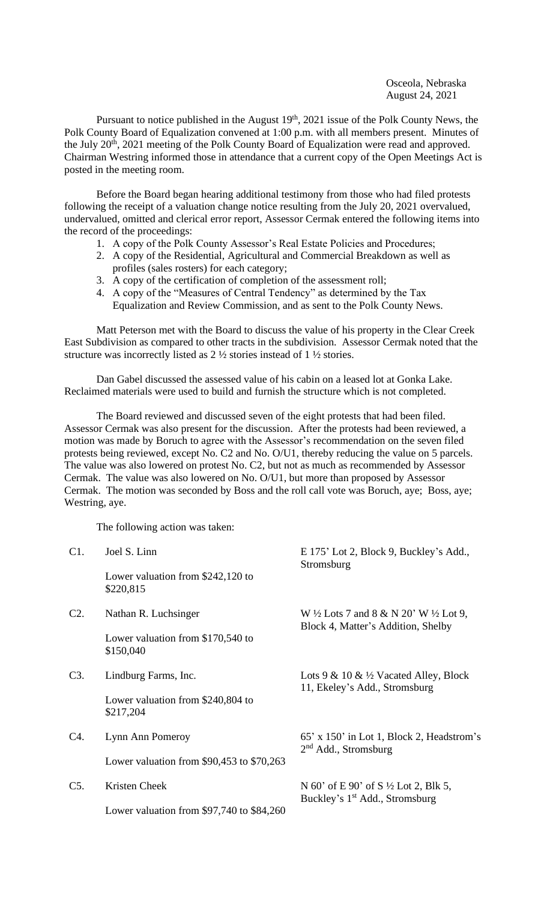Osceola, Nebraska
August 24, 2021

Pursuant to notice published in the August 19th, 2021 issue of the Polk County News, the Polk County Board of Equalization convened at 1:00 p.m. with all members present. Minutes of the July 20th, 2021 meeting of the Polk County Board of Equalization were read and approved. Chairman Westring informed those in attendance that a current copy of the Open Meetings Act is posted in the meeting room.

Before the Board began hearing additional testimony from those who had filed protests following the receipt of a valuation change notice resulting from the July 20, 2021 overvalued, undervalued, omitted and clerical error report, Assessor Cermak entered the following items into the record of the proceedings:

1. A copy of the Polk County Assessor's Real Estate Policies and Procedures;
2. A copy of the Residential, Agricultural and Commercial Breakdown as well as profiles (sales rosters) for each category;
3. A copy of the certification of completion of the assessment roll;
4. A copy of the "Measures of Central Tendency" as determined by the Tax Equalization and Review Commission, and as sent to the Polk County News.

Matt Peterson met with the Board to discuss the value of his property in the Clear Creek East Subdivision as compared to other tracts in the subdivision. Assessor Cermak noted that the structure was incorrectly listed as 2 ½ stories instead of 1 ½ stories.

Dan Gabel discussed the assessed value of his cabin on a leased lot at Gonka Lake. Reclaimed materials were used to build and furnish the structure which is not completed.

The Board reviewed and discussed seven of the eight protests that had been filed. Assessor Cermak was also present for the discussion. After the protests had been reviewed, a motion was made by Boruch to agree with the Assessor's recommendation on the seven filed protests being reviewed, except No. C2 and No. O/U1, thereby reducing the value on 5 parcels. The value was also lowered on protest No. C2, but not as much as recommended by Assessor Cermak. The value was also lowered on No. O/U1, but more than proposed by Assessor Cermak. The motion was seconded by Boss and the roll call vote was Boruch, aye; Boss, aye; Westring, aye.

The following action was taken:

| | | |
|---|---|---|
| C1. | Joel S. Linn<br>Lower valuation from $242,120 to $220,815 | E 175' Lot 2, Block 9, Buckley's Add., Stromsburg |
| C2. | Nathan R. Luchsinger<br>Lower valuation from $170,540 to $150,040 | W ½ Lots 7 and 8 & N 20' W ½ Lot 9, Block 4, Matter's Addition, Shelby |
| C3. | Lindburg Farms, Inc.<br>Lower valuation from $240,804 to $217,204 | Lots 9 & 10 & ½ Vacated Alley, Block 11, Ekeley's Add., Stromsburg |
| C4. | Lynn Ann Pomeroy<br>Lower valuation from $90,453 to $70,263 | 65' x 150' in Lot 1, Block 2, Headstrom's 2nd Add., Stromsburg |
| C5. | Kristen Cheek<br>Lower valuation from $97,740 to $84,260 | N 60' of E 90' of S ½ Lot 2, Blk 5, Buckley's 1st Add., Stromsburg |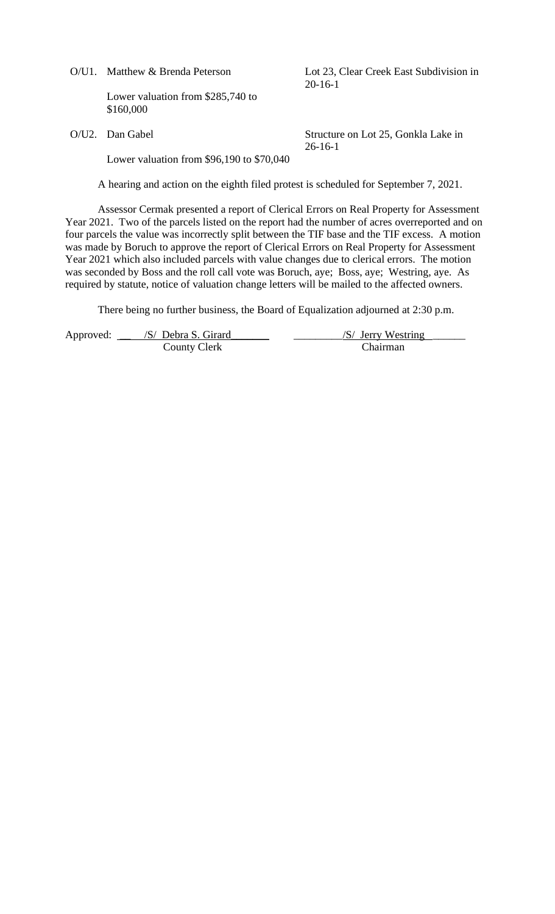O/U1. Matthew & Brenda Peterson — Lot 23, Clear Creek East Subdivision in 20-16-1

Lower valuation from $285,740 to $160,000

O/U2. Dan Gabel — Structure on Lot 25, Gonkla Lake in 26-16-1

Lower valuation from $96,190 to $70,040

A hearing and action on the eighth filed protest is scheduled for September 7, 2021.

Assessor Cermak presented a report of Clerical Errors on Real Property for Assessment Year 2021. Two of the parcels listed on the report had the number of acres overreported and on four parcels the value was incorrectly split between the TIF base and the TIF excess. A motion was made by Boruch to approve the report of Clerical Errors on Real Property for Assessment Year 2021 which also included parcels with value changes due to clerical errors. The motion was seconded by Boss and the roll call vote was Boruch, aye; Boss, aye; Westring, aye. As required by statute, notice of valuation change letters will be mailed to the affected owners.

There being no further business, the Board of Equalization adjourned at 2:30 p.m.

Approved: /S/ Debra S. Girard — County Clerk

/S/ Jerry Westring — Chairman